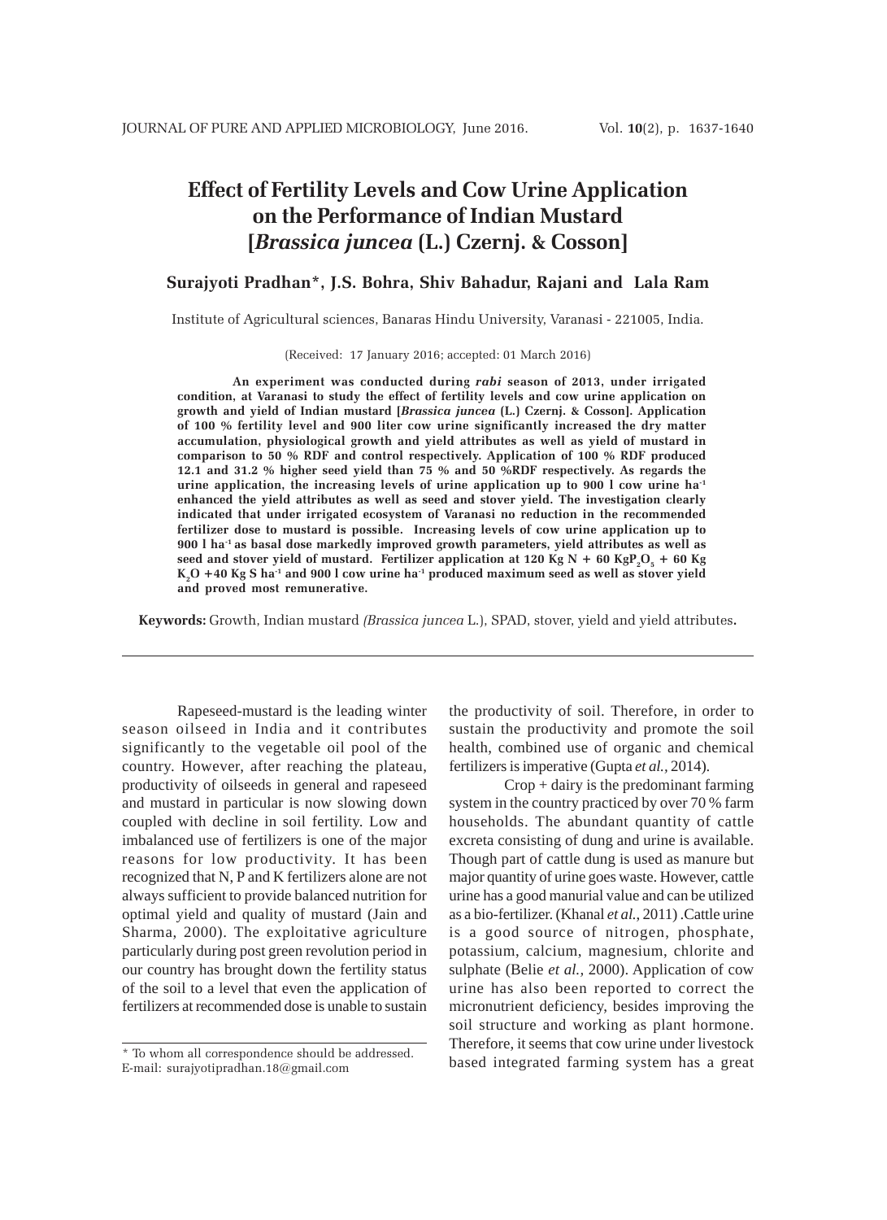# Effect of Fertility Levels and Cow Urine Application on the Performance of Indian Mustard [*Brassica juncea* (L.) Czernj. & Cosson]

**Surajyoti Pradhan\*, J.S. Bohra, Shiv Bahadur, Rajani and Lala Ram**

Institute of Agricultural sciences, Banaras Hindu University, Varanasi - 221005, India.

(Received: 17 January 2016; accepted: 01 March 2016)

**An experiment was conducted during *rabi* season of 2013, under irrigated condition, at Varanasi to study the effect of fertility levels and cow urine application on growth and yield of Indian mustard [*Brassica juncea* (L.) Czernj. & Cosson]. Application of 100 % fertility level and 900 liter cow urine significantly increased the dry matter accumulation, physiological growth and yield attributes as well as yield of mustard in comparison to 50 % RDF and control respectively. Application of 100 % RDF produced 12.1 and 31.2 % higher seed yield than 75 % and 50 %RDF respectively. As regards the urine application, the increasing levels of urine application up to 900 l cow urine $ha^{-1}$ enhanced the yield attributes as well as seed and stover yield. The investigation clearly indicated that under irrigated ecosystem of Varanasi no reduction in the recommended fertilizer dose to mustard is possible. Increasing levels of cow urine application up to 900 l $ha^{-1}$ as basal dose markedly improved growth parameters, yield attributes as well as seed and stover yield of mustard. Fertilizer application at 120 Kg N + 60 Kg$P_2O_5$ + 60 Kg $K_2O$ +40 Kg S $ha^{-1}$ and 900 l cow urine $ha^{-1}$ produced maximum seed as well as stover yield and proved most remunerative.**

**Keywords:** Growth, Indian mustard *(Brassica juncea* L.), SPAD, stover, yield and yield attributes**.**

---

Rapeseed-mustard is the leading winter season oilseed in India and it contributes significantly to the vegetable oil pool of the country. However, after reaching the plateau, productivity of oilseeds in general and rapeseed and mustard in particular is now slowing down coupled with decline in soil fertility. Low and imbalanced use of fertilizers is one of the major reasons for low productivity. It has been recognized that N, P and K fertilizers alone are not always sufficient to provide balanced nutrition for optimal yield and quality of mustard (Jain and Sharma, 2000). The exploitative agriculture particularly during post green revolution period in our country has brought down the fertility status of the soil to a level that even the application of fertilizers at recommended dose is unable to sustain the productivity of soil. Therefore, in order to sustain the productivity and promote the soil health, combined use of organic and chemical fertilizers is imperative (Gupta *et al.*, 2014).

Crop + dairy is the predominant farming system in the country practiced by over 70 % farm households. The abundant quantity of cattle excreta consisting of dung and urine is available. Though part of cattle dung is used as manure but major quantity of urine goes waste. However, cattle urine has a good manurial value and can be utilized as a bio-fertilizer. (Khanal *et al.*, 2011) .Cattle urine is a good source of nitrogen, phosphate, potassium, calcium, magnesium, chlorite and sulphate (Belie *et al.*, 2000). Application of cow urine has also been reported to correct the micronutrient deficiency, besides improving the soil structure and working as plant hormone. Therefore, it seems that cow urine under livestock based integrated farming system has a great

\* To whom all correspondence should be addressed.
E-mail: surajyotipradhan.18@gmail.com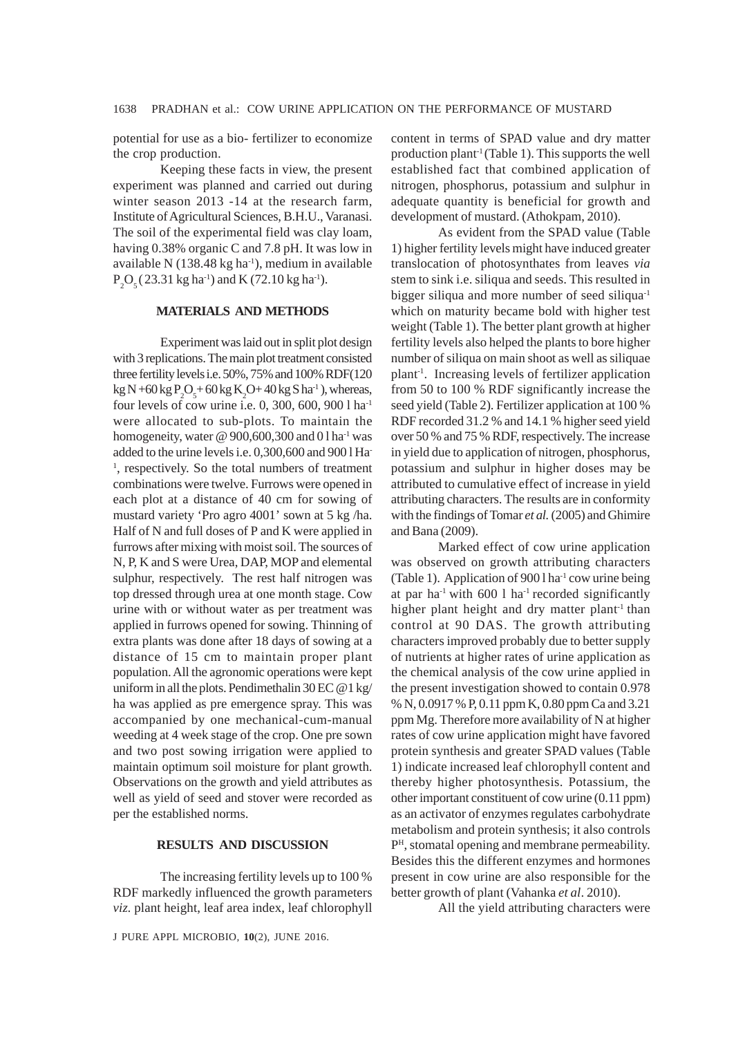potential for use as a bio- fertilizer to economize the crop production.

Keeping these facts in view, the present experiment was planned and carried out during winter season 2013 -14 at the research farm, Institute of Agricultural Sciences, B.H.U., Varanasi. The soil of the experimental field was clay loam, having 0.38% organic C and 7.8 pH. It was low in available N (138.48 kg ha$^{-1}$), medium in available $P_2O_5$ (23.31 kg ha$^{-1}$) and K (72.10 kg ha$^{-1}$).

## MATERIALS AND METHODS

Experiment was laid out in split plot design with 3 replications. The main plot treatment consisted three fertility levels i.e. 50%, 75% and 100% RDF(120 kg N +60 kg $P_2O_5$+ 60 kg $K_2O$+ 40 kg S ha$^{-1}$), whereas, four levels of cow urine i.e. 0, 300, 600, 900 l ha$^{-1}$ were allocated to sub-plots. To maintain the homogeneity, water @ 900,600,300 and 0 l ha$^{-1}$ was added to the urine levels i.e. 0,300,600 and 900 l Ha$^{-1}$, respectively. So the total numbers of treatment combinations were twelve. Furrows were opened in each plot at a distance of 40 cm for sowing of mustard variety 'Pro agro 4001' sown at 5 kg /ha. Half of N and full doses of P and K were applied in furrows after mixing with moist soil. The sources of N, P, K and S were Urea, DAP, MOP and elemental sulphur, respectively. The rest half nitrogen was top dressed through urea at one month stage. Cow urine with or without water as per treatment was applied in furrows opened for sowing. Thinning of extra plants was done after 18 days of sowing at a distance of 15 cm to maintain proper plant population. All the agronomic operations were kept uniform in all the plots. Pendimethalin 30 EC @1 kg/ ha was applied as pre emergence spray. This was accompanied by one mechanical-cum-manual weeding at 4 week stage of the crop. One pre sown and two post sowing irrigation were applied to maintain optimum soil moisture for plant growth. Observations on the growth and yield attributes as well as yield of seed and stover were recorded as per the established norms.

## RESULTS AND DISCUSSION

The increasing fertility levels up to 100 % RDF markedly influenced the growth parameters *viz.* plant height, leaf area index, leaf chlorophyll content in terms of SPAD value and dry matter production plant$^{-1}$ (Table 1). This supports the well established fact that combined application of nitrogen, phosphorus, potassium and sulphur in adequate quantity is beneficial for growth and development of mustard. (Athokpam, 2010).

As evident from the SPAD value (Table 1) higher fertility levels might have induced greater translocation of photosynthates from leaves *via* stem to sink i.e. siliqua and seeds. This resulted in bigger siliqua and more number of seed siliqua$^{-1}$ which on maturity became bold with higher test weight (Table 1). The better plant growth at higher fertility levels also helped the plants to bore higher number of siliqua on main shoot as well as siliquae plant$^{-1}$. Increasing levels of fertilizer application from 50 to 100 % RDF significantly increase the seed yield (Table 2). Fertilizer application at 100 % RDF recorded 31.2 % and 14.1 % higher seed yield over 50 % and 75 % RDF, respectively. The increase in yield due to application of nitrogen, phosphorus, potassium and sulphur in higher doses may be attributed to cumulative effect of increase in yield attributing characters. The results are in conformity with the findings of Tomar *et al.* (2005) and Ghimire and Bana (2009).

Marked effect of cow urine application was observed on growth attributing characters (Table 1). Application of 900 l ha$^{-1}$ cow urine being at par ha$^{-1}$ with 600 l ha$^{-1}$ recorded significantly higher plant height and dry matter plant$^{-1}$ than control at 90 DAS. The growth attributing characters improved probably due to better supply of nutrients at higher rates of urine application as the chemical analysis of the cow urine applied in the present investigation showed to contain 0.978 % N, 0.0917 % P, 0.11 ppm K, 0.80 ppm Ca and 3.21 ppm Mg. Therefore more availability of N at higher rates of cow urine application might have favored protein synthesis and greater SPAD values (Table 1) indicate increased leaf chlorophyll content and thereby higher photosynthesis. Potassium, the other important constituent of cow urine (0.11 ppm) as an activator of enzymes regulates carbohydrate metabolism and protein synthesis; it also controls P$^{H}$, stomatal opening and membrane permeability. Besides this the different enzymes and hormones present in cow urine are also responsible for the better growth of plant (Vahanka *et al*. 2010).

All the yield attributing characters were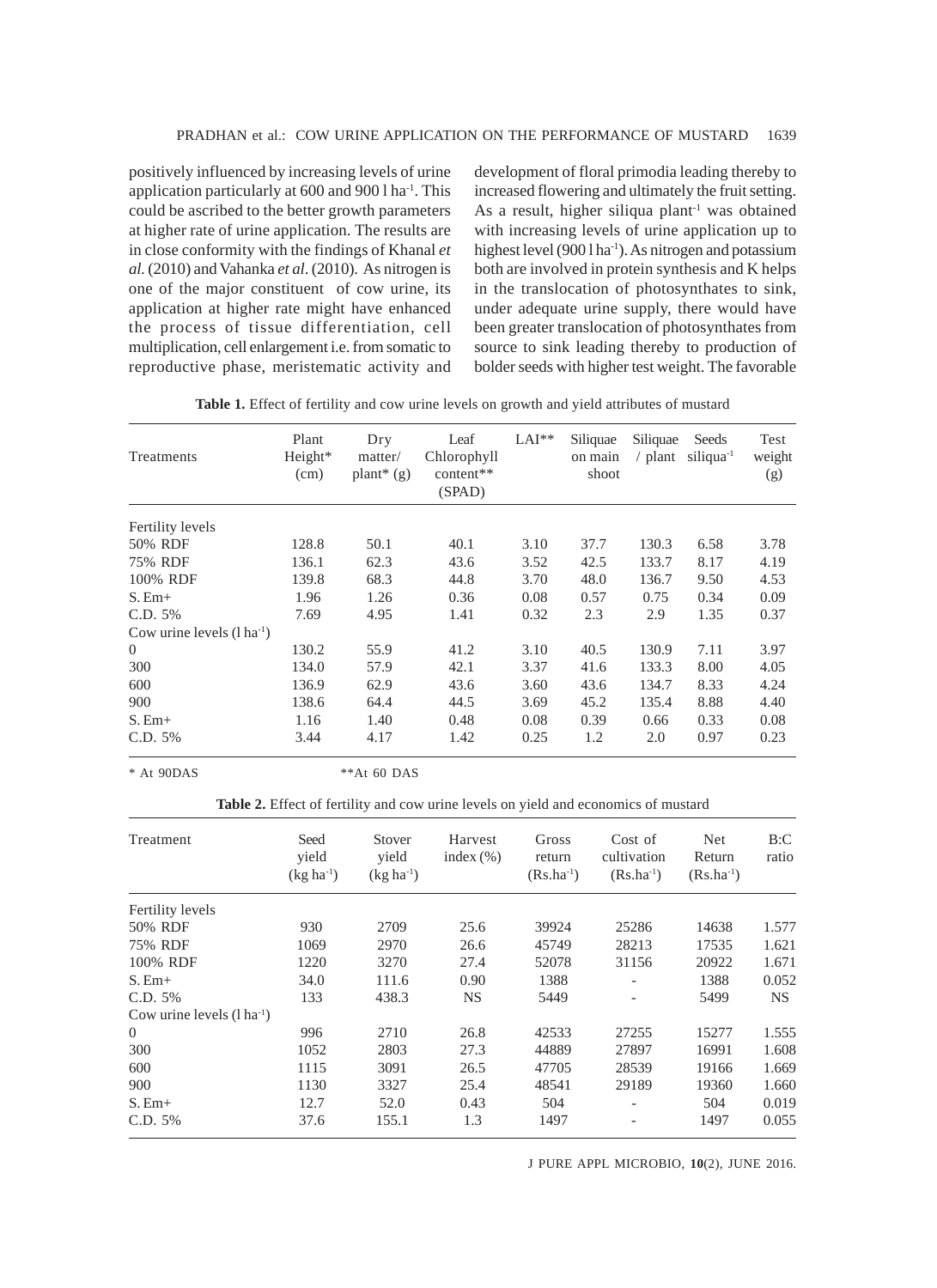positively influenced by increasing levels of urine application particularly at 600 and 900 l $ha^{-1}$. This could be ascribed to the better growth parameters at higher rate of urine application. The results are in close conformity with the findings of Khanal *et al.* (2010) and Vahanka *et al.* (2010). As nitrogen is one of the major constituent of cow urine, its application at higher rate might have enhanced the process of tissue differentiation, cell multiplication, cell enlargement i.e. from somatic to reproductive phase, meristematic activity and development of floral primodia leading thereby to increased flowering and ultimately the fruit setting. As a result, higher siliqua $plant^{-1}$ was obtained with increasing levels of urine application up to highest level (900 l $ha^{-1}$). As nitrogen and potassium both are involved in protein synthesis and K helps in the translocation of photosynthates to sink, under adequate urine supply, there would have been greater translocation of photosynthates from source to sink leading thereby to production of bolder seeds with higher test weight. The favorable

**Table 1.** Effect of fertility and cow urine levels on growth and yield attributes of mustard

| Treatments | Plant Height* (cm) | Dry matter/ plant* (g) | Leaf Chlorophyll content** (SPAD) | LAI** | Siliquae on main shoot | Siliquae / plant | Seeds $siliqua^{-1}$ | Test weight (g) |
|---|---|---|---|---|---|---|---|---|
| Fertility levels | | | | | | | | |
| 50% RDF | 128.8 | 50.1 | 40.1 | 3.10 | 37.7 | 130.3 | 6.58 | 3.78 |
| 75% RDF | 136.1 | 62.3 | 43.6 | 3.52 | 42.5 | 133.7 | 8.17 | 4.19 |
| 100% RDF | 139.8 | 68.3 | 44.8 | 3.70 | 48.0 | 136.7 | 9.50 | 4.53 |
| S. Em+ | 1.96 | 1.26 | 0.36 | 0.08 | 0.57 | 0.75 | 0.34 | 0.09 |
| C.D. 5% | 7.69 | 4.95 | 1.41 | 0.32 | 2.3 | 2.9 | 1.35 | 0.37 |
| Cow urine levels (l $ha^{-1}$) | | | | | | | | |
| 0 | 130.2 | 55.9 | 41.2 | 3.10 | 40.5 | 130.9 | 7.11 | 3.97 |
| 300 | 134.0 | 57.9 | 42.1 | 3.37 | 41.6 | 133.3 | 8.00 | 4.05 |
| 600 | 136.9 | 62.9 | 43.6 | 3.60 | 43.6 | 134.7 | 8.33 | 4.24 |
| 900 | 138.6 | 64.4 | 44.5 | 3.69 | 45.2 | 135.4 | 8.88 | 4.40 |
| S. Em+ | 1.16 | 1.40 | 0.48 | 0.08 | 0.39 | 0.66 | 0.33 | 0.08 |
| C.D. 5% | 3.44 | 4.17 | 1.42 | 0.25 | 1.2 | 2.0 | 0.97 | 0.23 |

\* At 90DAS　　　　**At 60 DAS

**Table 2.** Effect of fertility and cow urine levels on yield and economics of mustard

| Treatment | Seed yield (kg $ha^{-1}$) | Stover yield (kg $ha^{-1}$) | Harvest index (%) | Gross return ($Rs.ha^{-1}$) | Cost of cultivation ($Rs.ha^{-1}$) | Net Return ($Rs.ha^{-1}$) | B:C ratio |
|---|---|---|---|---|---|---|---|
| Fertility levels | | | | | | | |
| 50% RDF | 930 | 2709 | 25.6 | 39924 | 25286 | 14638 | 1.577 |
| 75% RDF | 1069 | 2970 | 26.6 | 45749 | 28213 | 17535 | 1.621 |
| 100% RDF | 1220 | 3270 | 27.4 | 52078 | 31156 | 20922 | 1.671 |
| S. Em+ | 34.0 | 111.6 | 0.90 | 1388 | - | 1388 | 0.052 |
| C.D. 5% | 133 | 438.3 | NS | 5449 | - | 5499 | NS |
| Cow urine levels (l $ha^{-1}$) | | | | | | | |
| 0 | 996 | 2710 | 26.8 | 42533 | 27255 | 15277 | 1.555 |
| 300 | 1052 | 2803 | 27.3 | 44889 | 27897 | 16991 | 1.608 |
| 600 | 1115 | 3091 | 26.5 | 47705 | 28539 | 19166 | 1.669 |
| 900 | 1130 | 3327 | 25.4 | 48541 | 29189 | 19360 | 1.660 |
| S. Em+ | 12.7 | 52.0 | 0.43 | 504 | - | 504 | 0.019 |
| C.D. 5% | 37.6 | 155.1 | 1.3 | 1497 | - | 1497 | 0.055 |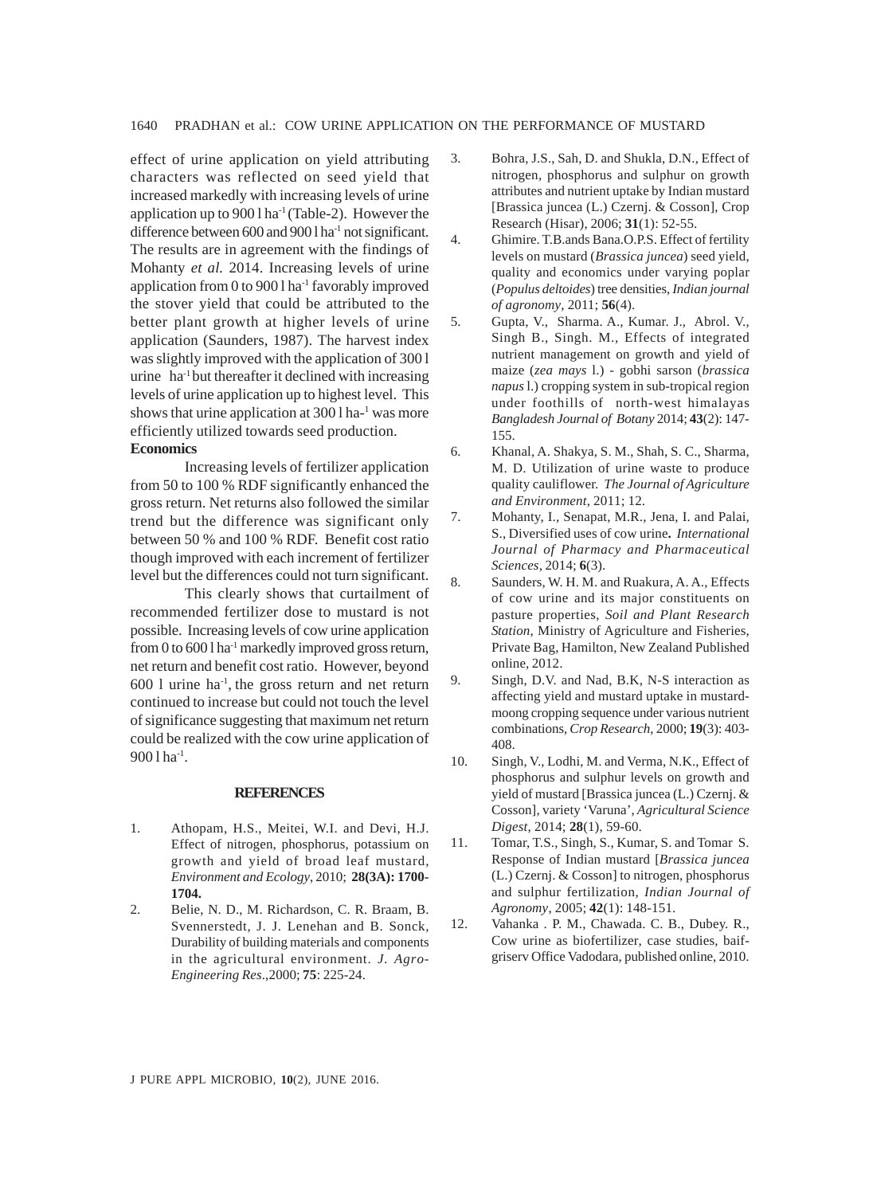effect of urine application on yield attributing characters was reflected on seed yield that increased markedly with increasing levels of urine application up to 900 l ha$^{-1}$ (Table-2). However the difference between 600 and 900 l ha$^{-1}$ not significant. The results are in agreement with the findings of Mohanty *et al.* 2014. Increasing levels of urine application from 0 to 900 l ha$^{-1}$ favorably improved the stover yield that could be attributed to the better plant growth at higher levels of urine application (Saunders, 1987). The harvest index was slightly improved with the application of 300 l urine ha$^{-1}$ but thereafter it declined with increasing levels of urine application up to highest level. This shows that urine application at 300 l ha-$^{1}$ was more efficiently utilized towards seed production.

**Economics**

Increasing levels of fertilizer application from 50 to 100 % RDF significantly enhanced the gross return. Net returns also followed the similar trend but the difference was significant only between 50 % and 100 % RDF. Benefit cost ratio though improved with each increment of fertilizer level but the differences could not turn significant.

This clearly shows that curtailment of recommended fertilizer dose to mustard is not possible. Increasing levels of cow urine application from 0 to 600 l ha$^{-1}$ markedly improved gross return, net return and benefit cost ratio. However, beyond 600 l urine ha$^{-1}$, the gross return and net return continued to increase but could not touch the level of significance suggesting that maximum net return could be realized with the cow urine application of 900 l ha$^{-1}$.

## REFERENCES

1. Athopam, H.S., Meitei, W.I. and Devi, H.J. Effect of nitrogen, phosphorus, potassium on growth and yield of broad leaf mustard, *Environment and Ecology*, 2010; **28(3A): 1700-1704.**
2. Belie, N. D., M. Richardson, C. R. Braam, B. Svennerstedt, J. J. Lenehan and B. Sonck, Durability of building materials and components in the agricultural environment. *J. Agro-Engineering Res*.,2000; **75**: 225-24.
3. Bohra, J.S., Sah, D. and Shukla, D.N., Effect of nitrogen, phosphorus and sulphur on growth attributes and nutrient uptake by Indian mustard [Brassica juncea (L.) Czernj. & Cosson], Crop Research (Hisar), 2006; **31**(1): 52-55.
4. Ghimire. T.B.ands Bana.O.P.S. Effect of fertility levels on mustard (*Brassica juncea*) seed yield, quality and economics under varying poplar (*Populus deltoides*) tree densities, *Indian journal of agronomy*, 2011; **56**(4).
5. Gupta, V., Sharma. A., Kumar. J., Abrol. V., Singh B., Singh. M., Effects of integrated nutrient management on growth and yield of maize (*zea mays* l.) - gobhi sarson (*brassica napus* l.) cropping system in sub-tropical region under foothills of north-west himalayas *Bangladesh Journal of Botany* 2014; **43**(2): 147-155.
6. Khanal, A. Shakya, S. M., Shah, S. C., Sharma, M. D. Utilization of urine waste to produce quality cauliflower. *The Journal of Agriculture and Environment*, 2011; 12.
7. Mohanty, I., Senapat, M.R., Jena, I. and Palai, S., Diversified uses of cow urine**.** *International Journal of Pharmacy and Pharmaceutical Sciences*, 2014; **6**(3).
8. Saunders, W. H. M. and Ruakura, A. A., Effects of cow urine and its major constituents on pasture properties, *Soil and Plant Research Station*, Ministry of Agriculture and Fisheries, Private Bag, Hamilton, New Zealand Published online, 2012.
9. Singh, D.V. and Nad, B.K, N-S interaction as affecting yield and mustard uptake in mustard-moong cropping sequence under various nutrient combinations, *Crop Research*, 2000; **19**(3): 403-408.
10. Singh, V., Lodhi, M. and Verma, N.K., Effect of phosphorus and sulphur levels on growth and yield of mustard [Brassica juncea (L.) Czernj. & Cosson], variety 'Varuna', *Agricultural Science Digest*, 2014; **28**(1), 59-60.
11. Tomar, T.S., Singh, S., Kumar, S. and Tomar S. Response of Indian mustard [*Brassica juncea* (L.) Czernj. & Cosson] to nitrogen, phosphorus and sulphur fertilization, *Indian Journal of Agronomy*, 2005; **42**(1): 148-151.
12. Vahanka . P. M., Chawada. C. B., Dubey. R., Cow urine as biofertilizer, case studies, baif-griserv Office Vadodara, published online, 2010.